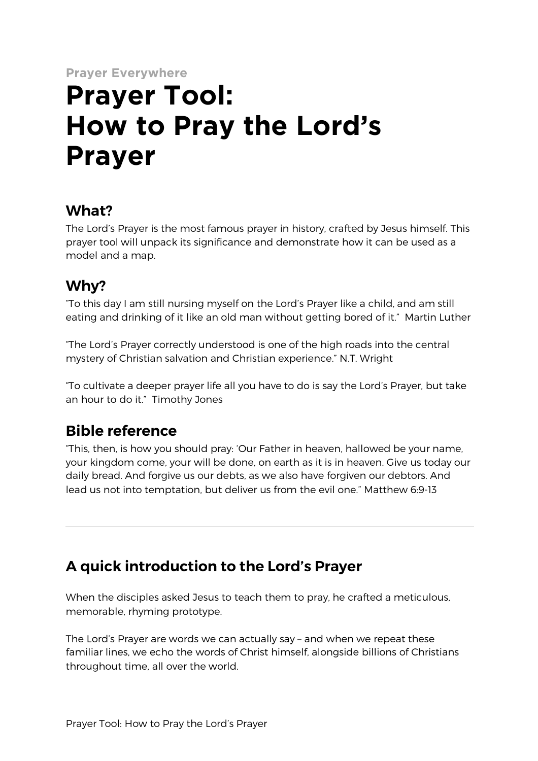**Prayer Everywhere**

# Prayer Tool: How to Pray the Lord's Prayer

## What?

The Lord's Prayer is the most famous prayer in history, crafted by Jesus himself. This prayer tool will unpack its significance and demonstrate how it can be used as a model and a map.

## Why?

"To this day I am still nursing myself on the Lord's Prayer like a child, and am still eating and drinking of it like an old man without getting bored of it." Martin Luther

"The Lord's Prayer correctly understood is one of the high roads into the central mystery of Christian salvation and Christian experience." N.T. Wright

"To cultivate a deeper prayer life all you have to do is say the Lord's Prayer, but take an hour to do it." Timothy Jones

## Bible reference

"This, then, is how you should pray: 'Our Father in heaven, hallowed be your name, your kingdom come, your will be done, on earth as it is in heaven. Give us today our daily bread. And forgive us our debts, as we also have forgiven our debtors. And lead us not into temptation, but deliver us from the evil one." Matthew 6:9-13

---

## A quick introduction to the Lord's Prayer

When the disciples asked Jesus to teach them to pray, he crafted a meticulous, memorable, rhyming prototype.

The Lord's Prayer are words we can actually say – and when we repeat these familiar lines, we echo the words of Christ himself, alongside billions of Christians throughout time, all over the world.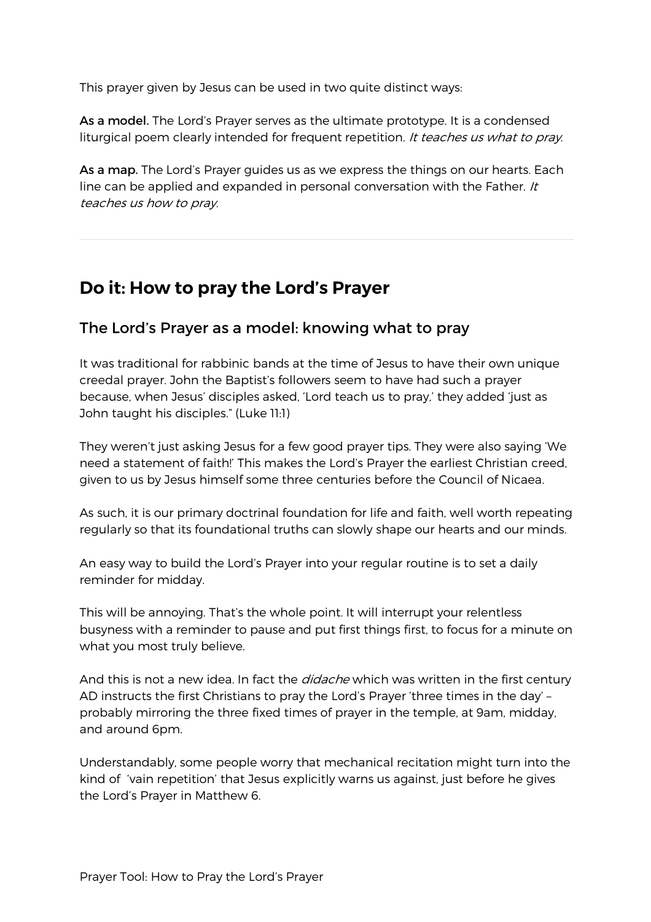This prayer given by Jesus can be used in two quite distinct ways:

**As a model.** The Lord's Prayer serves as the ultimate prototype. It is a condensed liturgical poem clearly intended for frequent repetition. *It teaches us what to pray.*

**As a map.** The Lord's Prayer guides us as we express the things on our hearts. Each line can be applied and expanded in personal conversation with the Father. *It teaches us how to pray.*

---

## Do it: How to pray the Lord's Prayer

### The Lord's Prayer as a model: knowing what to pray

It was traditional for rabbinic bands at the time of Jesus to have their own unique creedal prayer. John the Baptist's followers seem to have had such a prayer because, when Jesus' disciples asked, 'Lord teach us to pray,' they added 'just as John taught his disciples." (Luke 11:1)

They weren't just asking Jesus for a few good prayer tips. They were also saying 'We need a statement of faith!' This makes the Lord's Prayer the earliest Christian creed, given to us by Jesus himself some three centuries before the Council of Nicaea.

As such, it is our primary doctrinal foundation for life and faith, well worth repeating regularly so that its foundational truths can slowly shape our hearts and our minds.

An easy way to build the Lord's Prayer into your regular routine is to set a daily reminder for midday.

This will be annoying. That's the whole point. It will interrupt your relentless busyness with a reminder to pause and put first things first, to focus for a minute on what you most truly believe.

And this is not a new idea. In fact the *didache* which was written in the first century AD instructs the first Christians to pray the Lord's Prayer 'three times in the day' – probably mirroring the three fixed times of prayer in the temple, at 9am, midday, and around 6pm.

Understandably, some people worry that mechanical recitation might turn into the kind of 'vain repetition' that Jesus explicitly warns us against, just before he gives the Lord's Prayer in Matthew 6.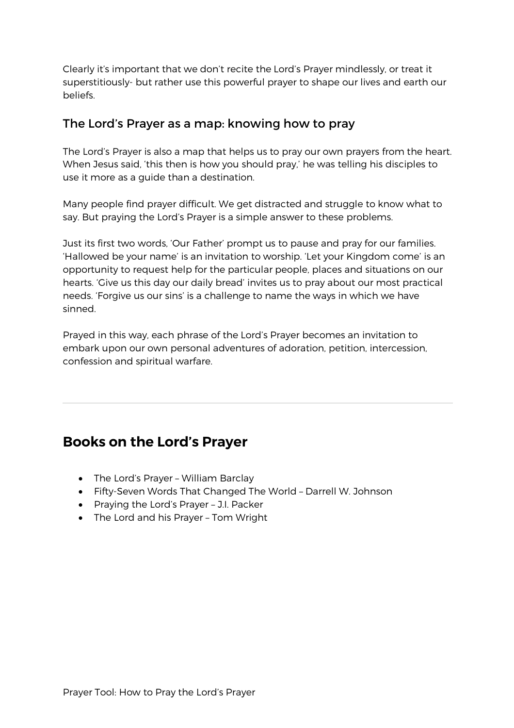Clearly it's important that we don't recite the Lord's Prayer mindlessly, or treat it superstitiously- but rather use this powerful prayer to shape our lives and earth our beliefs.

### The Lord's Prayer as a map: knowing how to pray

The Lord's Prayer is also a map that helps us to pray our own prayers from the heart. When Jesus said, 'this then is how you should pray,' he was telling his disciples to use it more as a guide than a destination.

Many people find prayer difficult. We get distracted and struggle to know what to say. But praying the Lord's Prayer is a simple answer to these problems.

Just its first two words, 'Our Father' prompt us to pause and pray for our families. 'Hallowed be your name' is an invitation to worship. 'Let your Kingdom come' is an opportunity to request help for the particular people, places and situations on our hearts. 'Give us this day our daily bread' invites us to pray about our most practical needs. 'Forgive us our sins' is a challenge to name the ways in which we have sinned.

Prayed in this way, each phrase of the Lord's Prayer becomes an invitation to embark upon our own personal adventures of adoration, petition, intercession, confession and spiritual warfare.

---

## Books on the Lord's Prayer

- The Lord's Prayer – William Barclay
- Fifty-Seven Words That Changed The World – Darrell W. Johnson
- Praying the Lord's Prayer – J.I. Packer
- The Lord and his Prayer – Tom Wright